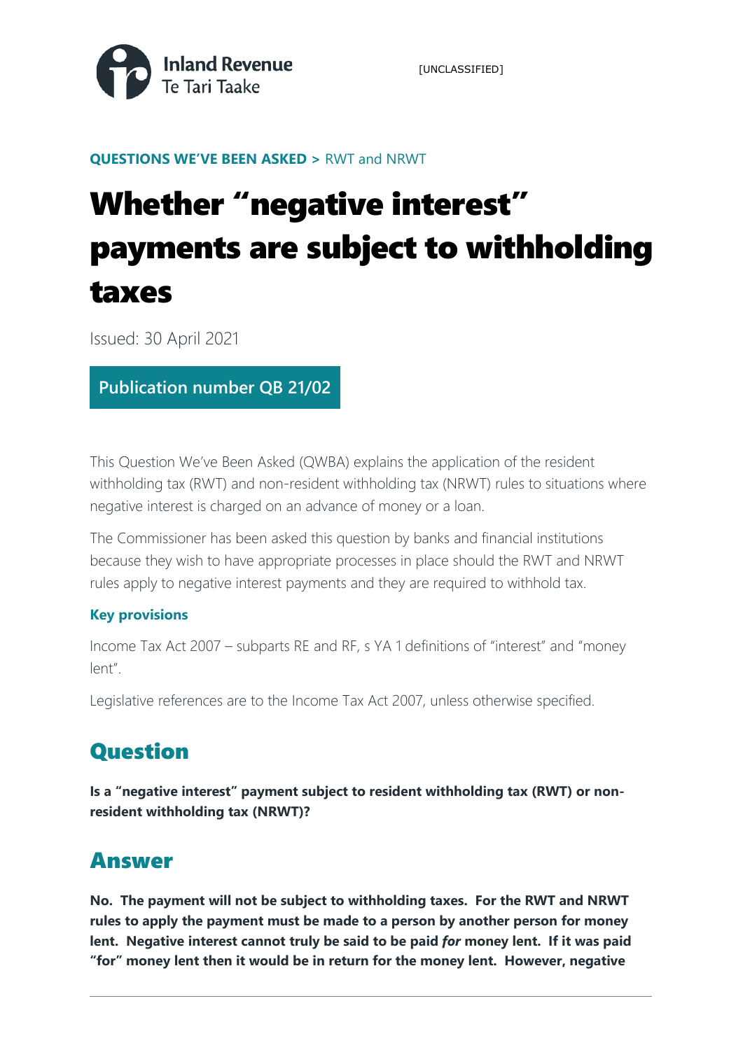Inland Revenue
Te Tari Taake

[UNCLASSIFIED]

**QUESTIONS WE'VE BEEN ASKED >** RWT and NRWT

# Whether "negative interest" payments are subject to withholding taxes

Issued: 30 April 2021

**Publication number QB 21/02**

This Question We've Been Asked (QWBA) explains the application of the resident withholding tax (RWT) and non-resident withholding tax (NRWT) rules to situations where negative interest is charged on an advance of money or a loan.

The Commissioner has been asked this question by banks and financial institutions because they wish to have appropriate processes in place should the RWT and NRWT rules apply to negative interest payments and they are required to withhold tax.

### Key provisions

Income Tax Act 2007 – subparts RE and RF, s YA 1 definitions of "interest" and "money lent".

Legislative references are to the Income Tax Act 2007, unless otherwise specified.

## Question

**Is a "negative interest" payment subject to resident withholding tax (RWT) or non-resident withholding tax (NRWT)?**

## Answer

**No. The payment will not be subject to withholding taxes. For the RWT and NRWT rules to apply the payment must be made to a person by another person for money lent. Negative interest cannot truly be said to be paid *for* money lent. If it was paid "for" money lent then it would be in return for the money lent. However, negative**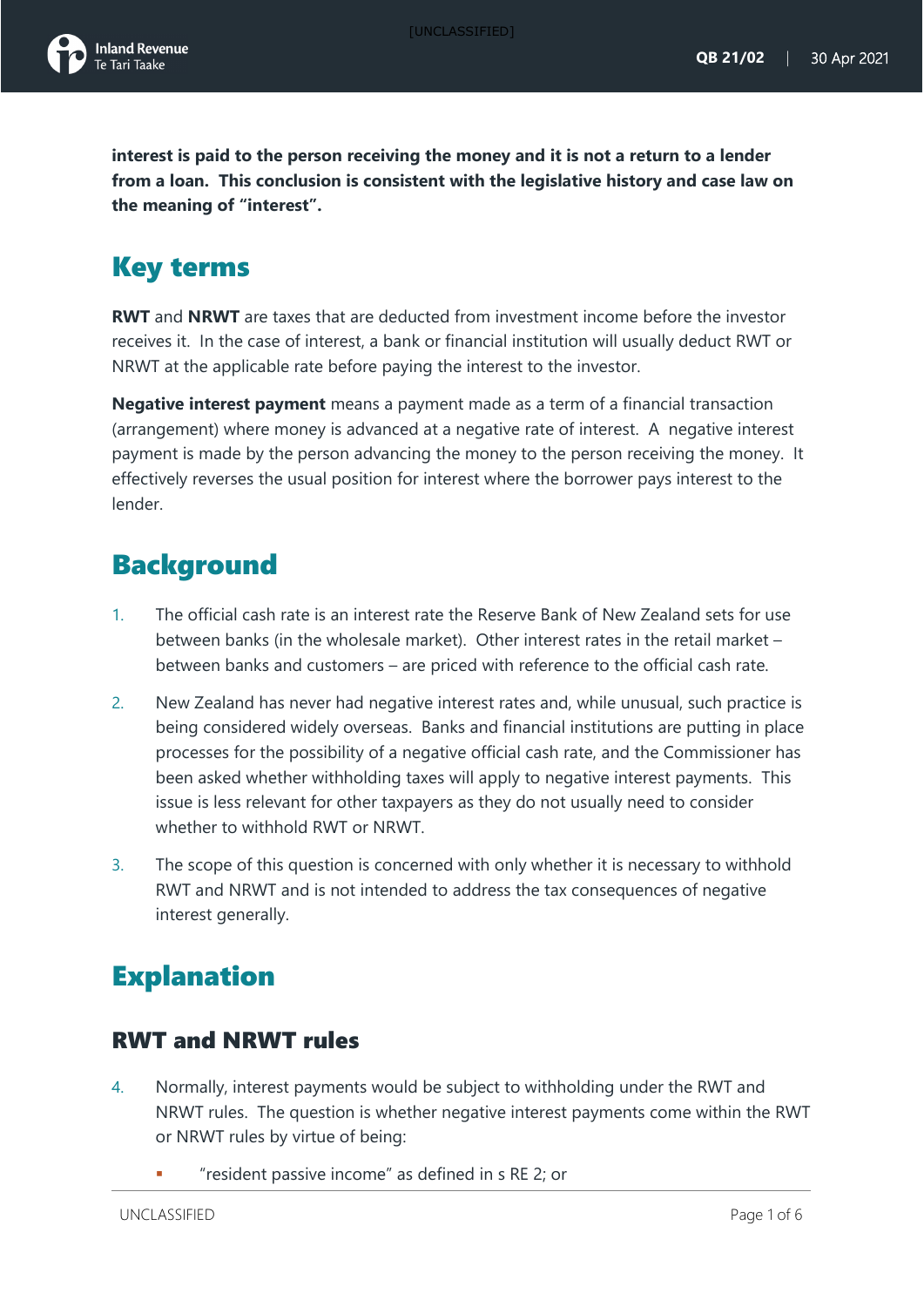**interest is paid to the person receiving the money and it is not a return to a lender from a loan. This conclusion is consistent with the legislative history and case law on the meaning of "interest".**

# Key terms

**RWT** and **NRWT** are taxes that are deducted from investment income before the investor receives it. In the case of interest, a bank or financial institution will usually deduct RWT or NRWT at the applicable rate before paying the interest to the investor.

**Negative interest payment** means a payment made as a term of a financial transaction (arrangement) where money is advanced at a negative rate of interest. A negative interest payment is made by the person advancing the money to the person receiving the money. It effectively reverses the usual position for interest where the borrower pays interest to the lender.

# Background

1. The official cash rate is an interest rate the Reserve Bank of New Zealand sets for use between banks (in the wholesale market). Other interest rates in the retail market – between banks and customers – are priced with reference to the official cash rate.
2. New Zealand has never had negative interest rates and, while unusual, such practice is being considered widely overseas. Banks and financial institutions are putting in place processes for the possibility of a negative official cash rate, and the Commissioner has been asked whether withholding taxes will apply to negative interest payments. This issue is less relevant for other taxpayers as they do not usually need to consider whether to withhold RWT or NRWT.
3. The scope of this question is concerned with only whether it is necessary to withhold RWT and NRWT and is not intended to address the tax consequences of negative interest generally.

# Explanation

## RWT and NRWT rules

4. Normally, interest payments would be subject to withholding under the RWT and NRWT rules. The question is whether negative interest payments come within the RWT or NRWT rules by virtue of being:
   - "resident passive income" as defined in s RE 2; or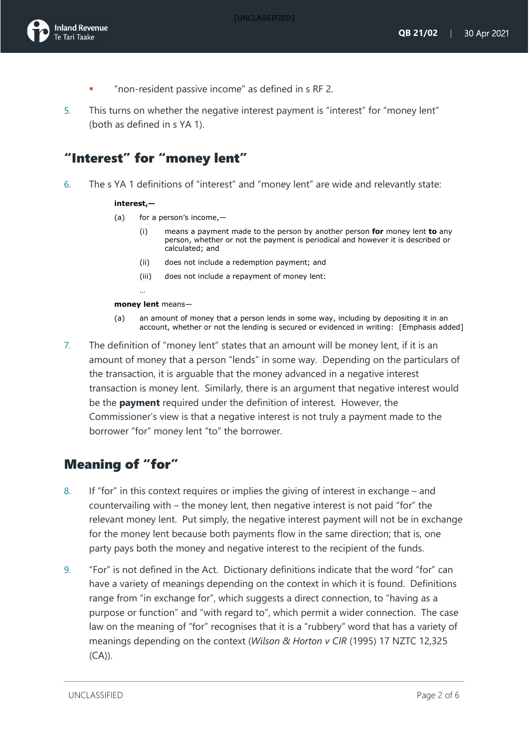- "non-resident passive income" as defined in s RF 2.

5. This turns on whether the negative interest payment is "interest" for "money lent" (both as defined in s YA 1).

## "Interest" for "money lent"

6. The s YA 1 definitions of "interest" and "money lent" are wide and relevantly state:

> **interest,—**
>
> (a) for a person's income,—
>
> (i) means a payment made to the person by another person **for** money lent **to** any person, whether or not the payment is periodical and however it is described or calculated; and
>
> (ii) does not include a redemption payment; and
>
> (iii) does not include a repayment of money lent:
>
> …
>
> **money lent** means—
>
> (a) an amount of money that a person lends in some way, including by depositing it in an account, whether or not the lending is secured or evidenced in writing: [Emphasis added]

7. The definition of "money lent" states that an amount will be money lent, if it is an amount of money that a person "lends" in some way. Depending on the particulars of the transaction, it is arguable that the money advanced in a negative interest transaction is money lent. Similarly, there is an argument that negative interest would be the **payment** required under the definition of interest. However, the Commissioner's view is that a negative interest is not truly a payment made to the borrower "for" money lent "to" the borrower.

## Meaning of "for"

8. If "for" in this context requires or implies the giving of interest in exchange – and countervailing with – the money lent, then negative interest is not paid "for" the relevant money lent. Put simply, the negative interest payment will not be in exchange for the money lent because both payments flow in the same direction; that is, one party pays both the money and negative interest to the recipient of the funds.

9. "For" is not defined in the Act. Dictionary definitions indicate that the word "for" can have a variety of meanings depending on the context in which it is found. Definitions range from "in exchange for", which suggests a direct connection, to "having as a purpose or function" and "with regard to", which permit a wider connection. The case law on the meaning of "for" recognises that it is a "rubbery" word that has a variety of meanings depending on the context (*Wilson & Horton v CIR* (1995) 17 NZTC 12,325 (CA)).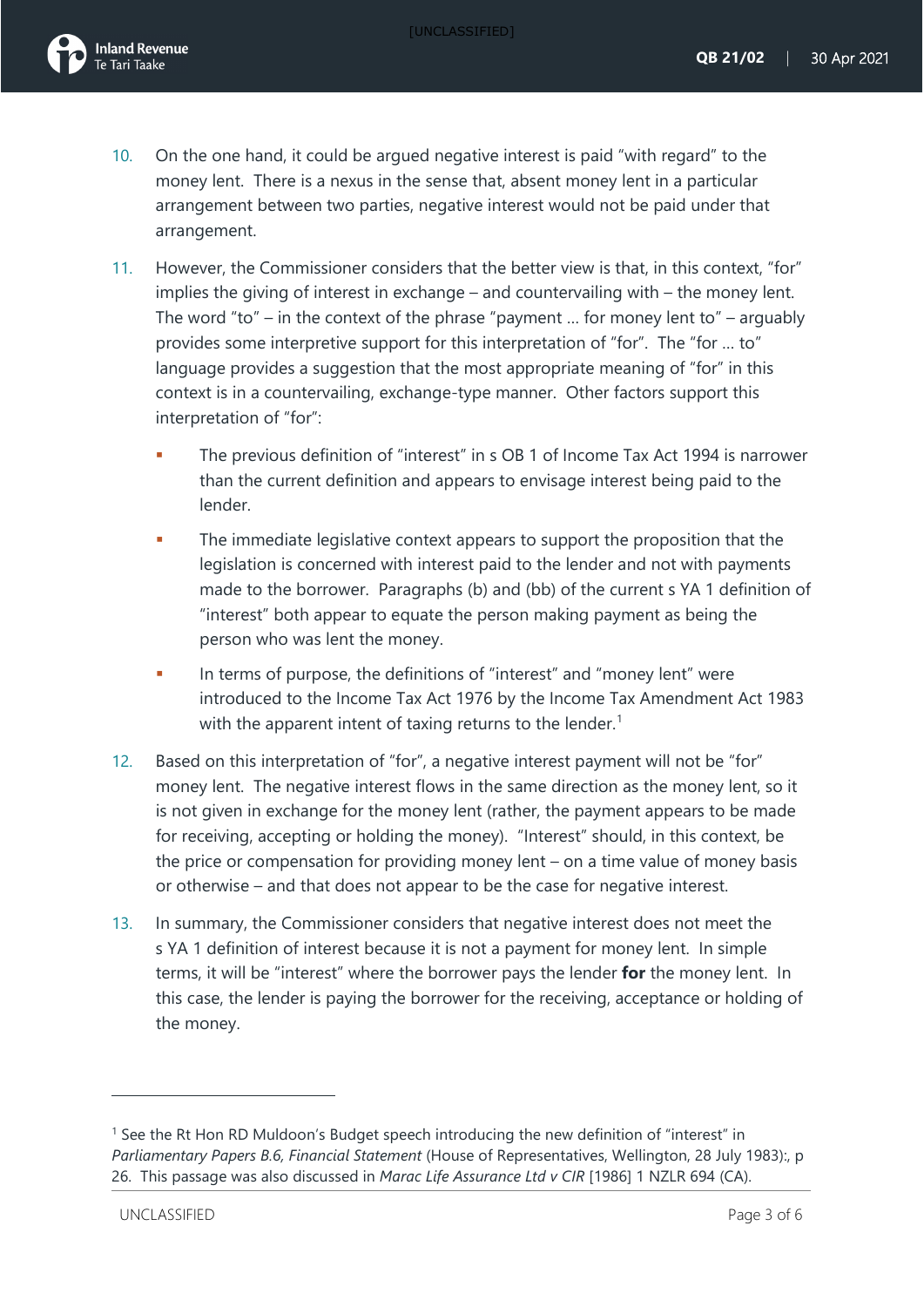10. On the one hand, it could be argued negative interest is paid "with regard" to the money lent. There is a nexus in the sense that, absent money lent in a particular arrangement between two parties, negative interest would not be paid under that arrangement.

11. However, the Commissioner considers that the better view is that, in this context, "for" implies the giving of interest in exchange – and countervailing with – the money lent. The word "to" – in the context of the phrase "payment … for money lent to" – arguably provides some interpretive support for this interpretation of "for". The "for … to" language provides a suggestion that the most appropriate meaning of "for" in this context is in a countervailing, exchange-type manner. Other factors support this interpretation of "for":

    - The previous definition of "interest" in s OB 1 of Income Tax Act 1994 is narrower than the current definition and appears to envisage interest being paid to the lender.
    - The immediate legislative context appears to support the proposition that the legislation is concerned with interest paid to the lender and not with payments made to the borrower. Paragraphs (b) and (bb) of the current s YA 1 definition of "interest" both appear to equate the person making payment as being the person who was lent the money.
    - In terms of purpose, the definitions of "interest" and "money lent" were introduced to the Income Tax Act 1976 by the Income Tax Amendment Act 1983 with the apparent intent of taxing returns to the lender.[1]

12. Based on this interpretation of "for", a negative interest payment will not be "for" money lent. The negative interest flows in the same direction as the money lent, so it is not given in exchange for the money lent (rather, the payment appears to be made for receiving, accepting or holding the money). "Interest" should, in this context, be the price or compensation for providing money lent – on a time value of money basis or otherwise – and that does not appear to be the case for negative interest.

13. In summary, the Commissioner considers that negative interest does not meet the s YA 1 definition of interest because it is not a payment for money lent. In simple terms, it will be "interest" where the borrower pays the lender **for** the money lent. In this case, the lender is paying the borrower for the receiving, acceptance or holding of the money.

---

[1] See the Rt Hon RD Muldoon's Budget speech introducing the new definition of "interest" in *Parliamentary Papers B.6, Financial Statement* (House of Representatives, Wellington, 28 July 1983):, p 26. This passage was also discussed in *Marac Life Assurance Ltd v CIR* [1986] 1 NZLR 694 (CA).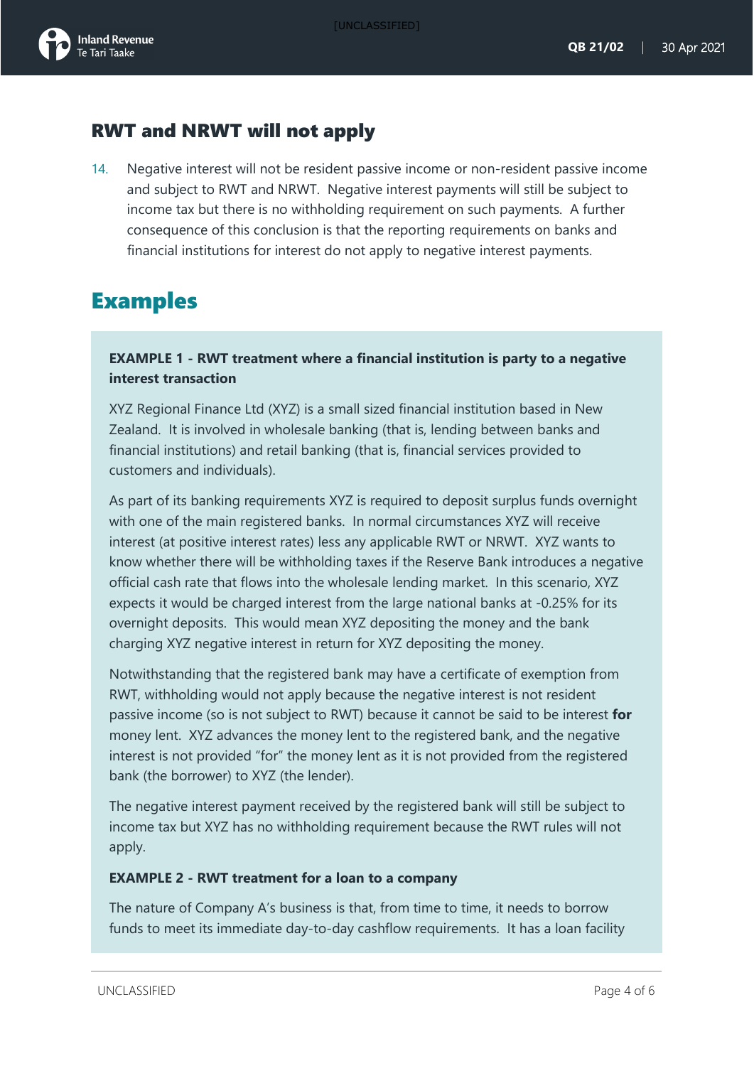## RWT and NRWT will not apply

14. Negative interest will not be resident passive income or non-resident passive income and subject to RWT and NRWT. Negative interest payments will still be subject to income tax but there is no withholding requirement on such payments. A further consequence of this conclusion is that the reporting requirements on banks and financial institutions for interest do not apply to negative interest payments.

# Examples

**EXAMPLE 1 - RWT treatment where a financial institution is party to a negative interest transaction**

XYZ Regional Finance Ltd (XYZ) is a small sized financial institution based in New Zealand. It is involved in wholesale banking (that is, lending between banks and financial institutions) and retail banking (that is, financial services provided to customers and individuals).

As part of its banking requirements XYZ is required to deposit surplus funds overnight with one of the main registered banks. In normal circumstances XYZ will receive interest (at positive interest rates) less any applicable RWT or NRWT. XYZ wants to know whether there will be withholding taxes if the Reserve Bank introduces a negative official cash rate that flows into the wholesale lending market. In this scenario, XYZ expects it would be charged interest from the large national banks at -0.25% for its overnight deposits. This would mean XYZ depositing the money and the bank charging XYZ negative interest in return for XYZ depositing the money.

Notwithstanding that the registered bank may have a certificate of exemption from RWT, withholding would not apply because the negative interest is not resident passive income (so is not subject to RWT) because it cannot be said to be interest **for** money lent. XYZ advances the money lent to the registered bank, and the negative interest is not provided "for" the money lent as it is not provided from the registered bank (the borrower) to XYZ (the lender).

The negative interest payment received by the registered bank will still be subject to income tax but XYZ has no withholding requirement because the RWT rules will not apply.

**EXAMPLE 2 - RWT treatment for a loan to a company**

The nature of Company A's business is that, from time to time, it needs to borrow funds to meet its immediate day-to-day cashflow requirements. It has a loan facility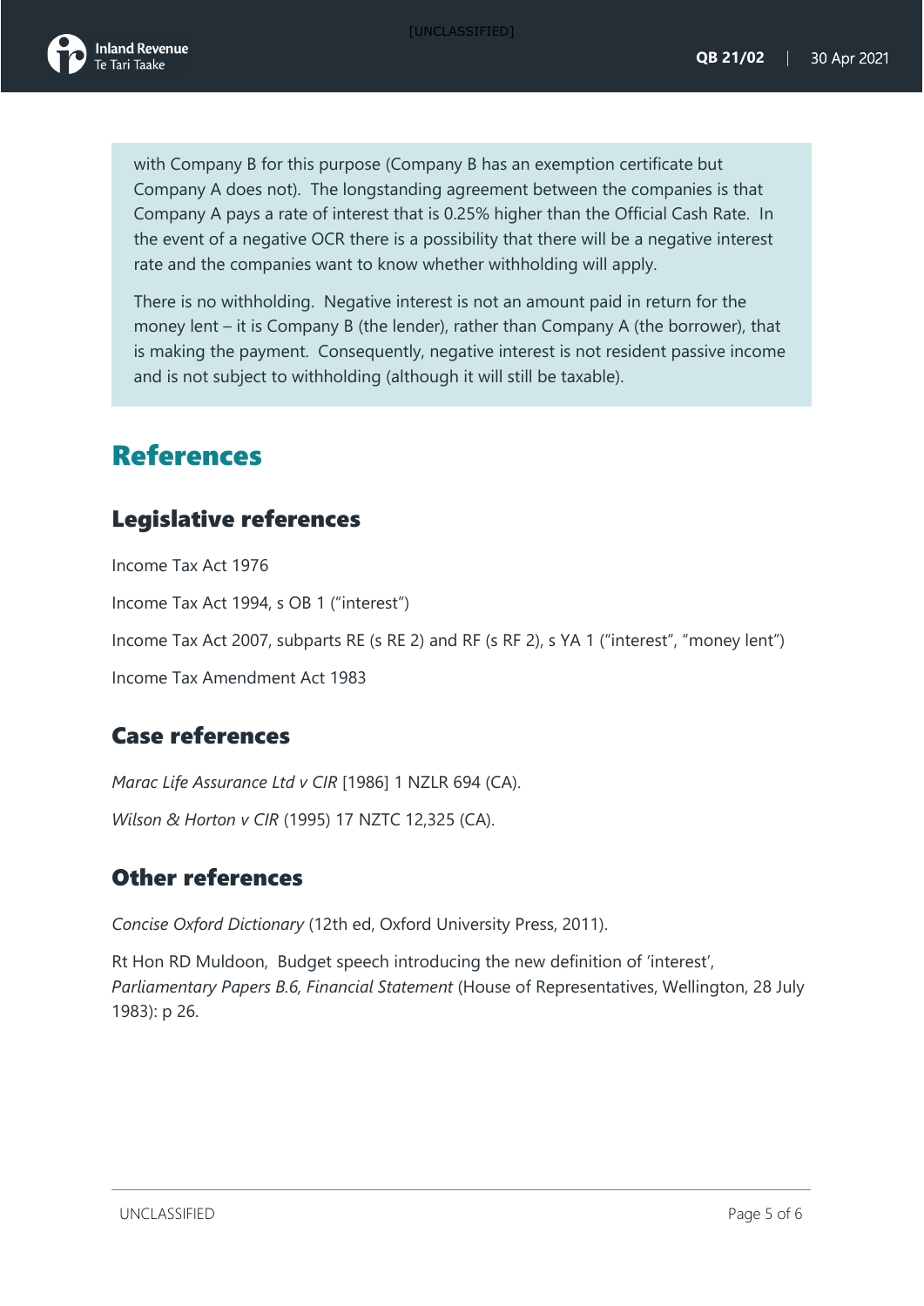with Company B for this purpose (Company B has an exemption certificate but Company A does not). The longstanding agreement between the companies is that Company A pays a rate of interest that is 0.25% higher than the Official Cash Rate. In the event of a negative OCR there is a possibility that there will be a negative interest rate and the companies want to know whether withholding will apply.

There is no withholding. Negative interest is not an amount paid in return for the money lent – it is Company B (the lender), rather than Company A (the borrower), that is making the payment. Consequently, negative interest is not resident passive income and is not subject to withholding (although it will still be taxable).

# References

## Legislative references

Income Tax Act 1976

Income Tax Act 1994, s OB 1 ("interest")

Income Tax Act 2007, subparts RE (s RE 2) and RF (s RF 2), s YA 1 ("interest", "money lent")

Income Tax Amendment Act 1983

## Case references

*Marac Life Assurance Ltd v CIR* [1986] 1 NZLR 694 (CA).

*Wilson & Horton v CIR* (1995) 17 NZTC 12,325 (CA).

## Other references

*Concise Oxford Dictionary* (12th ed, Oxford University Press, 2011).

Rt Hon RD Muldoon, Budget speech introducing the new definition of 'interest', *Parliamentary Papers B.6, Financial Statement* (House of Representatives, Wellington, 28 July 1983): p 26.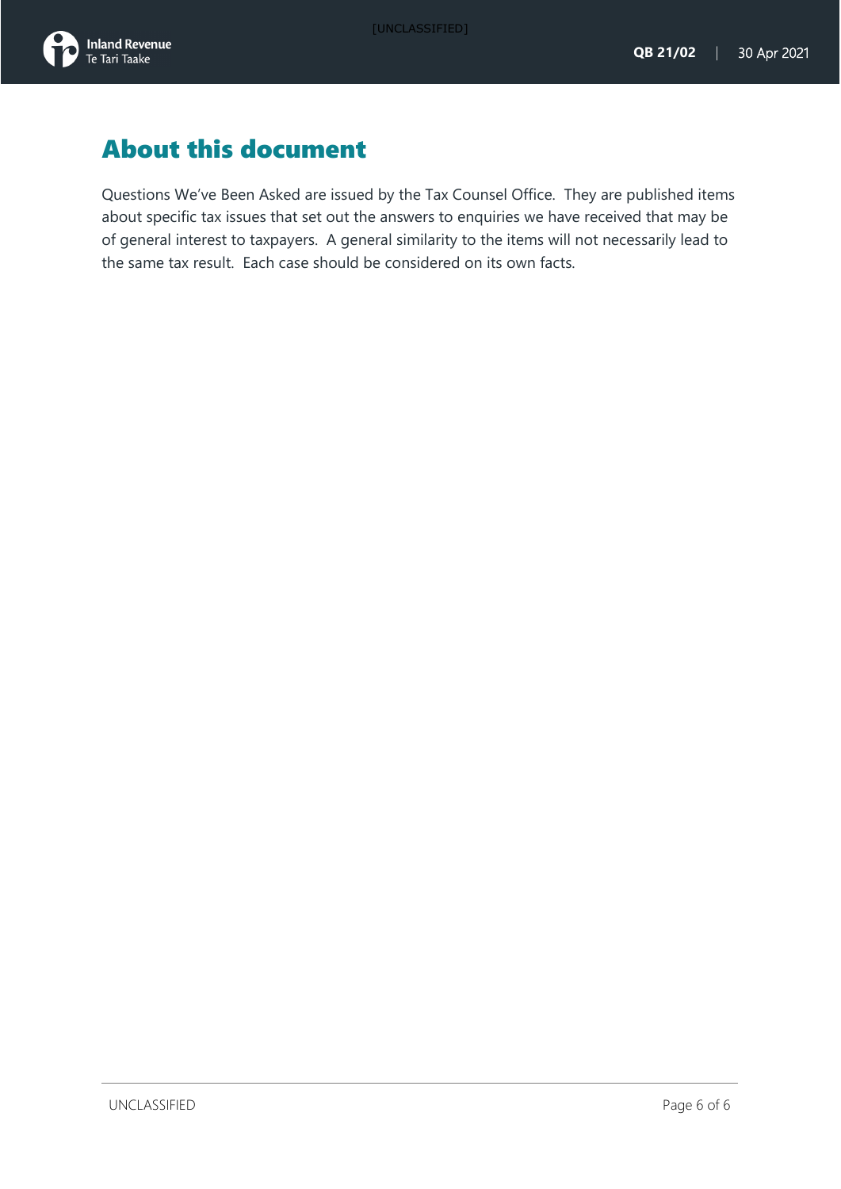# About this document

Questions We've Been Asked are issued by the Tax Counsel Office. They are published items about specific tax issues that set out the answers to enquiries we have received that may be of general interest to taxpayers. A general similarity to the items will not necessarily lead to the same tax result. Each case should be considered on its own facts.